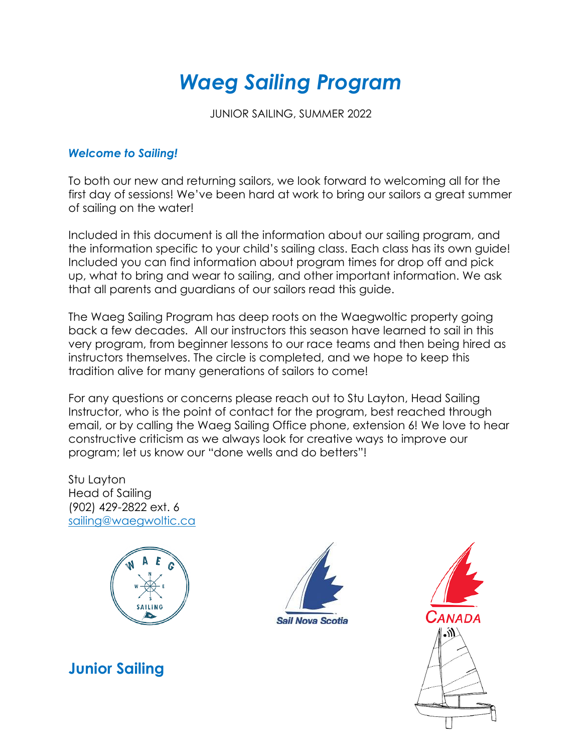# *Waeg Sailing Program*

JUNIOR SAILING, SUMMER 2022

### *Welcome to Sailing!*

To both our new and returning sailors, we look forward to welcoming all for the first day of sessions! We've been hard at work to bring our sailors a great summer of sailing on the water!

Included in this document is all the information about our sailing program, and the information specific to your child's sailing class. Each class has its own guide! Included you can find information about program times for drop off and pick up, what to bring and wear to sailing, and other important information. We ask that all parents and guardians of our sailors read this guide.

The Waeg Sailing Program has deep roots on the Waegwoltic property going back a few decades. All our instructors this season have learned to sail in this very program, from beginner lessons to our race teams and then being hired as instructors themselves. The circle is completed, and we hope to keep this tradition alive for many generations of sailors to come!

For any questions or concerns please reach out to Stu Layton, Head Sailing Instructor, who is the point of contact for the program, best reached through email, or by calling the Waeg Sailing Office phone, extension 6! We love to hear constructive criticism as we always look for creative ways to improve our program; let us know our "done wells and do betters"!

Stu Layton
Head of Sailing
(902) 429-2822 ext. 6
[sailing@waegwoltic.ca](mailto:sailing@waegwoltic.ca)

WAEG SAILING

Sail Nova Scotia

CANADA

## Junior Sailing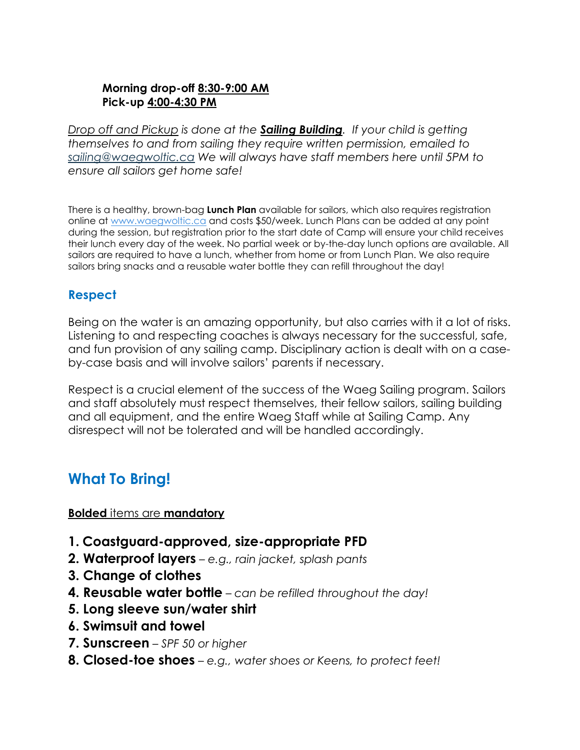**Morning drop-off 8:30-9:00 AM**
**Pick-up 4:00-4:30 PM**

*Drop off and Pickup is done at the **Sailing Building**. If your child is getting themselves to and from sailing they require written permission, emailed to sailing@waegwoltic.ca We will always have staff members here until 5PM to ensure all sailors get home safe!*

There is a healthy, brown-bag **Lunch Plan** available for sailors, which also requires registration online at www.waegwoltic.ca and costs $50/week. Lunch Plans can be added at any point during the session, but registration prior to the start date of Camp will ensure your child receives their lunch every day of the week. No partial week or by-the-day lunch options are available. All sailors are required to have a lunch, whether from home or from Lunch Plan. We also require sailors bring snacks and a reusable water bottle they can refill throughout the day!

### Respect

Being on the water is an amazing opportunity, but also carries with it a lot of risks. Listening to and respecting coaches is always necessary for the successful, safe, and fun provision of any sailing camp. Disciplinary action is dealt with on a case-by-case basis and will involve sailors' parents if necessary.

Respect is a crucial element of the success of the Waeg Sailing program. Sailors and staff absolutely must respect themselves, their fellow sailors, sailing building and all equipment, and the entire Waeg Staff while at Sailing Camp. Any disrespect will not be tolerated and will be handled accordingly.

## What To Bring!

**Bolded** items are **mandatory**

1. **Coastguard-approved, size-appropriate PFD**
2. **Waterproof layers** – *e.g., rain jacket, splash pants*
3. **Change of clothes**
4. **Reusable water bottle** – *can be refilled throughout the day!*
5. **Long sleeve sun/water shirt**
6. **Swimsuit and towel**
7. **Sunscreen** – *SPF 50 or higher*
8. **Closed-toe shoes** – *e.g., water shoes or Keens, to protect feet!*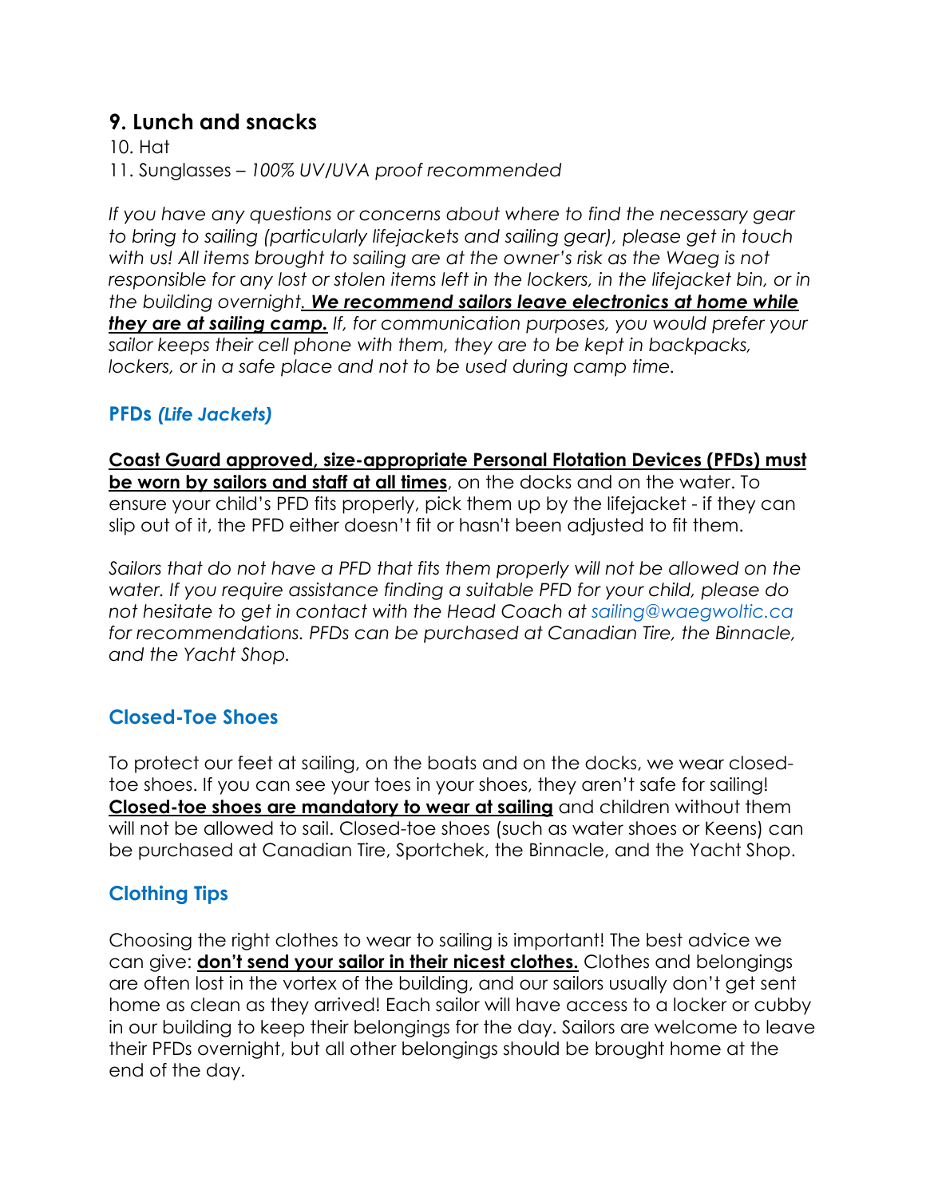## 9. Lunch and snacks

10. Hat
11. Sunglasses – *100% UV/UVA proof recommended*

*If you have any questions or concerns about where to find the necessary gear to bring to sailing (particularly lifejackets and sailing gear), please get in touch with us! All items brought to sailing are at the owner's risk as the Waeg is not responsible for any lost or stolen items left in the lockers, in the lifejacket bin, or in the building overnight.* ***We recommend sailors leave electronics at home while they are at sailing camp.*** *If, for communication purposes, you would prefer your sailor keeps their cell phone with them, they are to be kept in backpacks, lockers, or in a safe place and not to be used during camp time.*

### PFDs *(Life Jackets)*

**Coast Guard approved, size-appropriate Personal Flotation Devices (PFDs) must be worn by sailors and staff at all times**, on the docks and on the water. To ensure your child's PFD fits properly, pick them up by the lifejacket - if they can slip out of it, the PFD either doesn't fit or hasn't been adjusted to fit them.

*Sailors that do not have a PFD that fits them properly will not be allowed on the water. If you require assistance finding a suitable PFD for your child, please do not hesitate to get in contact with the Head Coach at sailing@waegwoltic.ca for recommendations. PFDs can be purchased at Canadian Tire, the Binnacle, and the Yacht Shop.*

### Closed-Toe Shoes

To protect our feet at sailing, on the boats and on the docks, we wear closed-toe shoes. If you can see your toes in your shoes, they aren't safe for sailing! **Closed-toe shoes are mandatory to wear at sailing** and children without them will not be allowed to sail. Closed-toe shoes (such as water shoes or Keens) can be purchased at Canadian Tire, Sportchek, the Binnacle, and the Yacht Shop.

### Clothing Tips

Choosing the right clothes to wear to sailing is important! The best advice we can give: **don't send your sailor in their nicest clothes.** Clothes and belongings are often lost in the vortex of the building, and our sailors usually don't get sent home as clean as they arrived! Each sailor will have access to a locker or cubby in our building to keep their belongings for the day. Sailors are welcome to leave their PFDs overnight, but all other belongings should be brought home at the end of the day.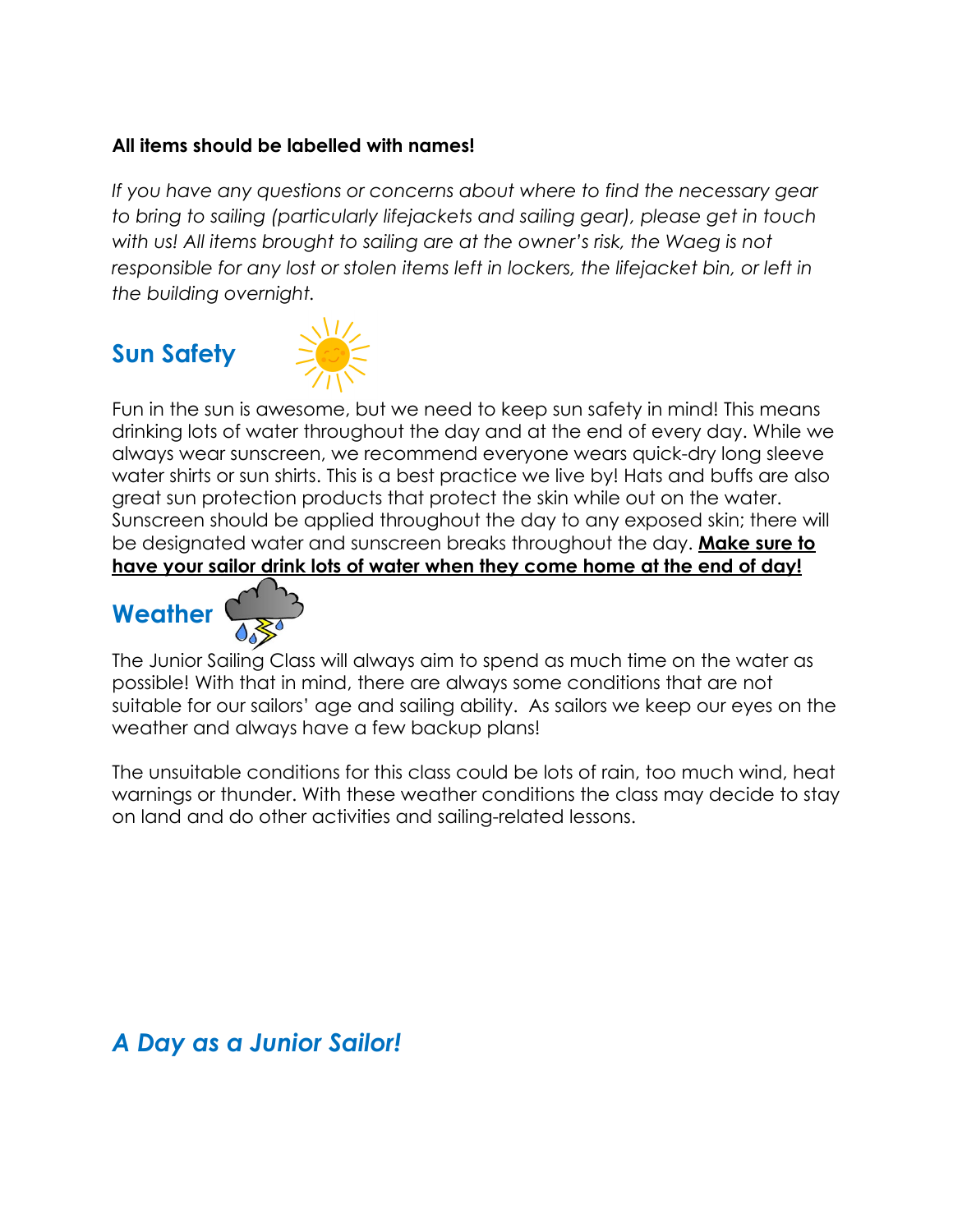**All items should be labelled with names!**

*If you have any questions or concerns about where to find the necessary gear to bring to sailing (particularly lifejackets and sailing gear), please get in touch with us! All items brought to sailing are at the owner's risk, the Waeg is not responsible for any lost or stolen items left in lockers, the lifejacket bin, or left in the building overnight.*

## Sun Safety

Fun in the sun is awesome, but we need to keep sun safety in mind! This means drinking lots of water throughout the day and at the end of every day. While we always wear sunscreen, we recommend everyone wears quick-dry long sleeve water shirts or sun shirts. This is a best practice we live by! Hats and buffs are also great sun protection products that protect the skin while out on the water. Sunscreen should be applied throughout the day to any exposed skin; there will be designated water and sunscreen breaks throughout the day. **Make sure to have your sailor drink lots of water when they come home at the end of day!**

## Weather

The Junior Sailing Class will always aim to spend as much time on the water as possible! With that in mind, there are always some conditions that are not suitable for our sailors' age and sailing ability. As sailors we keep our eyes on the weather and always have a few backup plans!

The unsuitable conditions for this class could be lots of rain, too much wind, heat warnings or thunder. With these weather conditions the class may decide to stay on land and do other activities and sailing-related lessons.

## *A Day as a Junior Sailor!*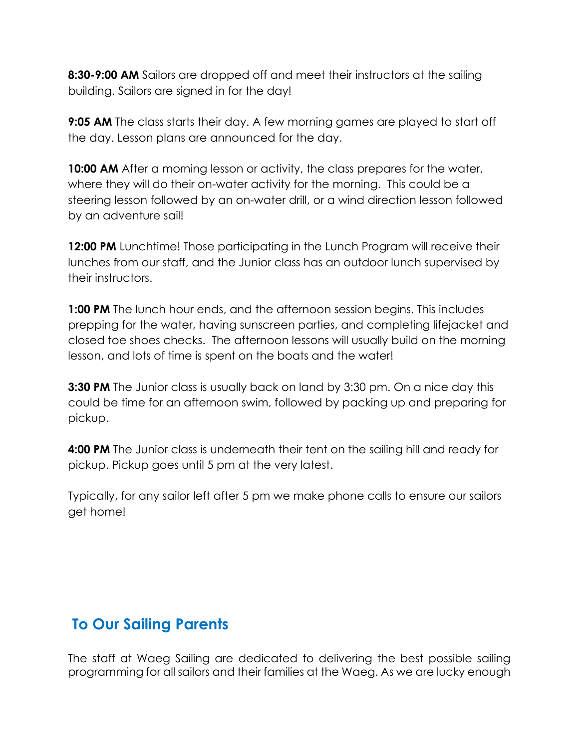**8:30-9:00 AM** Sailors are dropped off and meet their instructors at the sailing building. Sailors are signed in for the day!

**9:05 AM** The class starts their day. A few morning games are played to start off the day. Lesson plans are announced for the day.

**10:00 AM** After a morning lesson or activity, the class prepares for the water, where they will do their on-water activity for the morning. This could be a steering lesson followed by an on-water drill, or a wind direction lesson followed by an adventure sail!

**12:00 PM** Lunchtime! Those participating in the Lunch Program will receive their lunches from our staff, and the Junior class has an outdoor lunch supervised by their instructors.

**1:00 PM** The lunch hour ends, and the afternoon session begins. This includes prepping for the water, having sunscreen parties, and completing lifejacket and closed toe shoes checks. The afternoon lessons will usually build on the morning lesson, and lots of time is spent on the boats and the water!

**3:30 PM** The Junior class is usually back on land by 3:30 pm. On a nice day this could be time for an afternoon swim, followed by packing up and preparing for pickup.

**4:00 PM** The Junior class is underneath their tent on the sailing hill and ready for pickup. Pickup goes until 5 pm at the very latest.

Typically, for any sailor left after 5 pm we make phone calls to ensure our sailors get home!

## To Our Sailing Parents

The staff at Waeg Sailing are dedicated to delivering the best possible sailing programming for all sailors and their families at the Waeg. As we are lucky enough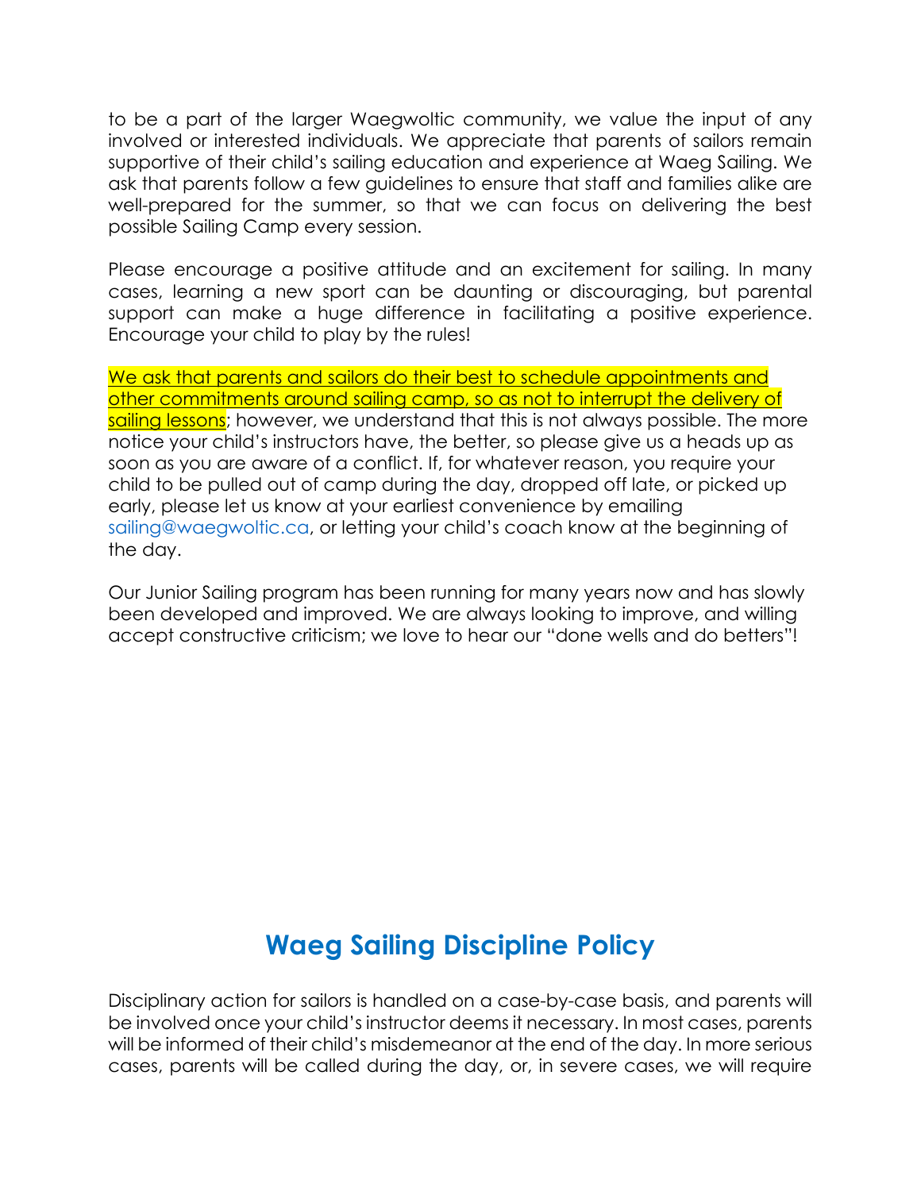to be a part of the larger Waegwoltic community, we value the input of any involved or interested individuals. We appreciate that parents of sailors remain supportive of their child's sailing education and experience at Waeg Sailing. We ask that parents follow a few guidelines to ensure that staff and families alike are well-prepared for the summer, so that we can focus on delivering the best possible Sailing Camp every session.

Please encourage a positive attitude and an excitement for sailing. In many cases, learning a new sport can be daunting or discouraging, but parental support can make a huge difference in facilitating a positive experience. Encourage your child to play by the rules!

<u>We ask that parents and sailors do their best to schedule appointments and other commitments around sailing camp, so as not to interrupt the delivery of sailing lessons</u>; however, we understand that this is not always possible. The more notice your child's instructors have, the better, so please give us a heads up as soon as you are aware of a conflict. If, for whatever reason, you require your child to be pulled out of camp during the day, dropped off late, or picked up early, please let us know at your earliest convenience by emailing sailing@waegwoltic.ca, or letting your child's coach know at the beginning of the day.

Our Junior Sailing program has been running for many years now and has slowly been developed and improved. We are always looking to improve, and willing accept constructive criticism; we love to hear our "done wells and do betters"!

## Waeg Sailing Discipline Policy

Disciplinary action for sailors is handled on a case-by-case basis, and parents will be involved once your child's instructor deems it necessary. In most cases, parents will be informed of their child's misdemeanor at the end of the day. In more serious cases, parents will be called during the day, or, in severe cases, we will require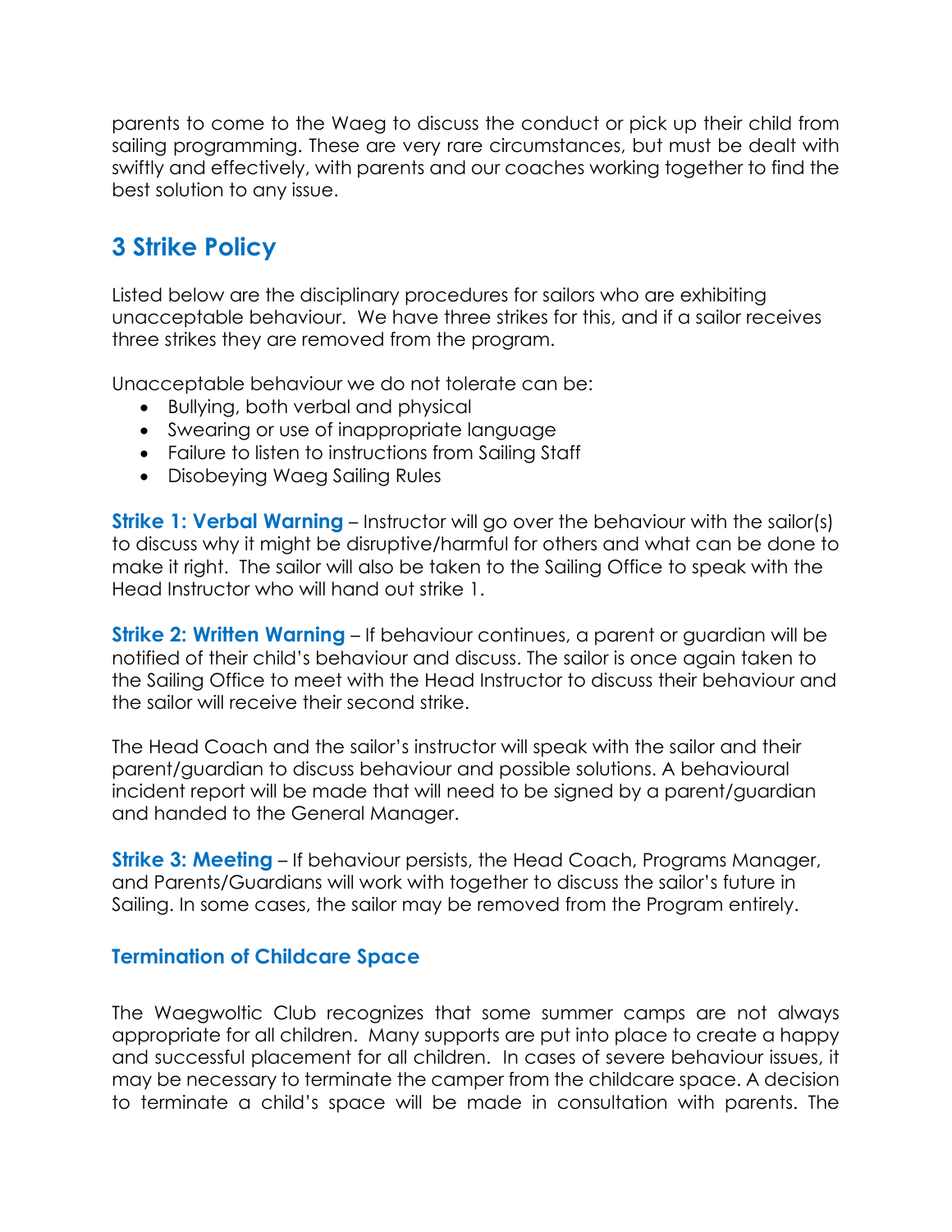parents to come to the Waeg to discuss the conduct or pick up their child from sailing programming. These are very rare circumstances, but must be dealt with swiftly and effectively, with parents and our coaches working together to find the best solution to any issue.

## 3 Strike Policy

Listed below are the disciplinary procedures for sailors who are exhibiting unacceptable behaviour. We have three strikes for this, and if a sailor receives three strikes they are removed from the program.

Unacceptable behaviour we do not tolerate can be:

- Bullying, both verbal and physical
- Swearing or use of inappropriate language
- Failure to listen to instructions from Sailing Staff
- Disobeying Waeg Sailing Rules

**Strike 1: Verbal Warning** – Instructor will go over the behaviour with the sailor(s) to discuss why it might be disruptive/harmful for others and what can be done to make it right. The sailor will also be taken to the Sailing Office to speak with the Head Instructor who will hand out strike 1.

**Strike 2: Written Warning** – If behaviour continues, a parent or guardian will be notified of their child's behaviour and discuss. The sailor is once again taken to the Sailing Office to meet with the Head Instructor to discuss their behaviour and the sailor will receive their second strike.

The Head Coach and the sailor's instructor will speak with the sailor and their parent/guardian to discuss behaviour and possible solutions. A behavioural incident report will be made that will need to be signed by a parent/guardian and handed to the General Manager.

**Strike 3: Meeting** – If behaviour persists, the Head Coach, Programs Manager, and Parents/Guardians will work with together to discuss the sailor's future in Sailing. In some cases, the sailor may be removed from the Program entirely.

### Termination of Childcare Space

The Waegwoltic Club recognizes that some summer camps are not always appropriate for all children. Many supports are put into place to create a happy and successful placement for all children. In cases of severe behaviour issues, it may be necessary to terminate the camper from the childcare space. A decision to terminate a child's space will be made in consultation with parents. The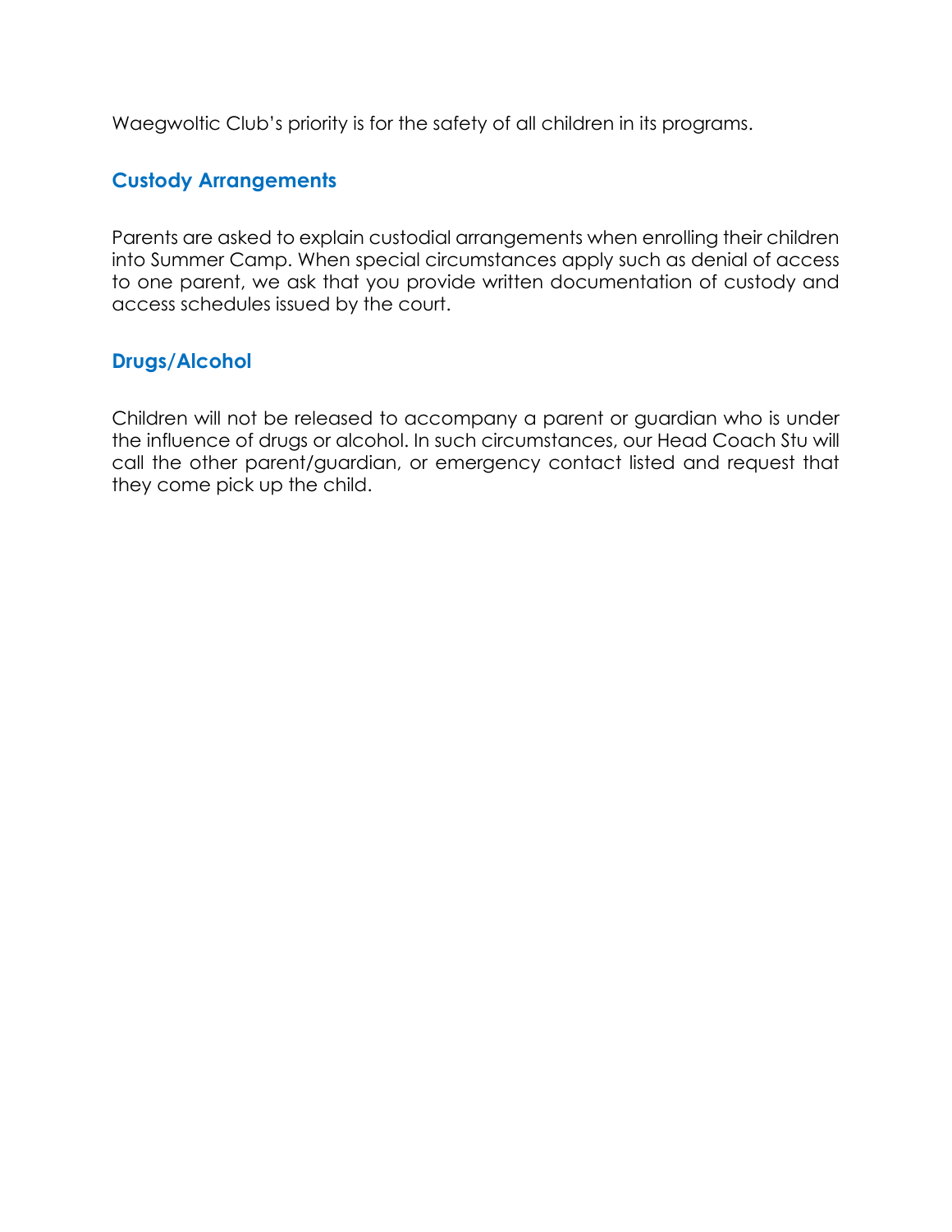Waegwoltic Club's priority is for the safety of all children in its programs.

## Custody Arrangements

Parents are asked to explain custodial arrangements when enrolling their children into Summer Camp. When special circumstances apply such as denial of access to one parent, we ask that you provide written documentation of custody and access schedules issued by the court.

## Drugs/Alcohol

Children will not be released to accompany a parent or guardian who is under the influence of drugs or alcohol. In such circumstances, our Head Coach Stu will call the other parent/guardian, or emergency contact listed and request that they come pick up the child.